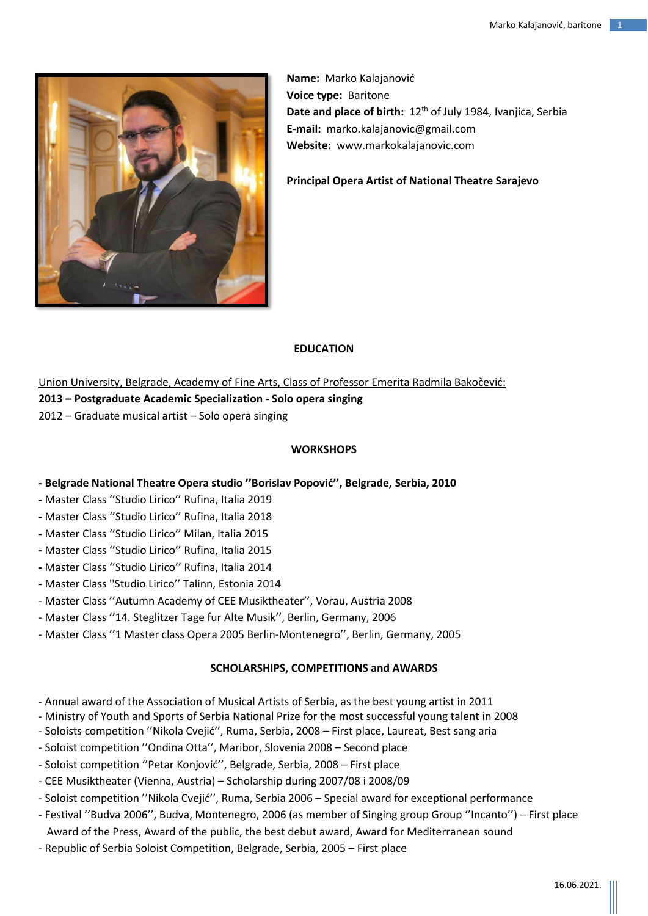**Name:** Marko Kalajanović
**Voice type:** Baritone
**Date and place of birth:** 12th of July 1984, Ivanjica, Serbia
**E-mail:** marko.kalajanovic@gmail.com
**Website:** www.markokalajanovic.com

**Principal Opera Artist of National Theatre Sarajevo**

## EDUCATION

Union University, Belgrade, Academy of Fine Arts, Class of Professor Emerita Radmila Bakočević:

**2013 – Postgraduate Academic Specialization - Solo opera singing**

2012 – Graduate musical artist – Solo opera singing

## WORKSHOPS

- **Belgrade National Theatre Opera studio ''Borislav Popović'', Belgrade, Serbia, 2010**
- Master Class ''Studio Lirico'' Rufina, Italia 2019
- Master Class ''Studio Lirico'' Rufina, Italia 2018
- Master Class ''Studio Lirico'' Milan, Italia 2015
- Master Class ''Studio Lirico'' Rufina, Italia 2015
- Master Class ''Studio Lirico'' Rufina, Italia 2014
- Master Class ''Studio Lirico'' Talinn, Estonia 2014
- Master Class ''Autumn Academy of CEE Musiktheater'', Vorau, Austria 2008
- Master Class ''14. Steglitzer Tage fur Alte Musik'', Berlin, Germany, 2006
- Master Class ''1 Master class Opera 2005 Berlin-Montenegro'', Berlin, Germany, 2005

## SCHOLARSHIPS, COMPETITIONS and AWARDS

- Annual award of the Association of Musical Artists of Serbia, as the best young artist in 2011
- Ministry of Youth and Sports of Serbia National Prize for the most successful young talent in 2008
- Soloists competition ''Nikola Cvejić'', Ruma, Serbia, 2008 – First place, Laureat, Best sang aria
- Soloist competition ''Ondina Otta'', Maribor, Slovenia 2008 – Second place
- Soloist competition ''Petar Konjović'', Belgrade, Serbia, 2008 – First place
- CEE Musiktheater (Vienna, Austria) – Scholarship during 2007/08 i 2008/09
- Soloist competition ''Nikola Cvejić'', Ruma, Serbia 2006 – Special award for exceptional performance
- Festival ''Budva 2006'', Budva, Montenegro, 2006 (as member of Singing group Group ''Incanto'') – First place Award of the Press, Award of the public, the best debut award, Award for Mediterranean sound
- Republic of Serbia Soloist Competition, Belgrade, Serbia, 2005 – First place

16.06.2021.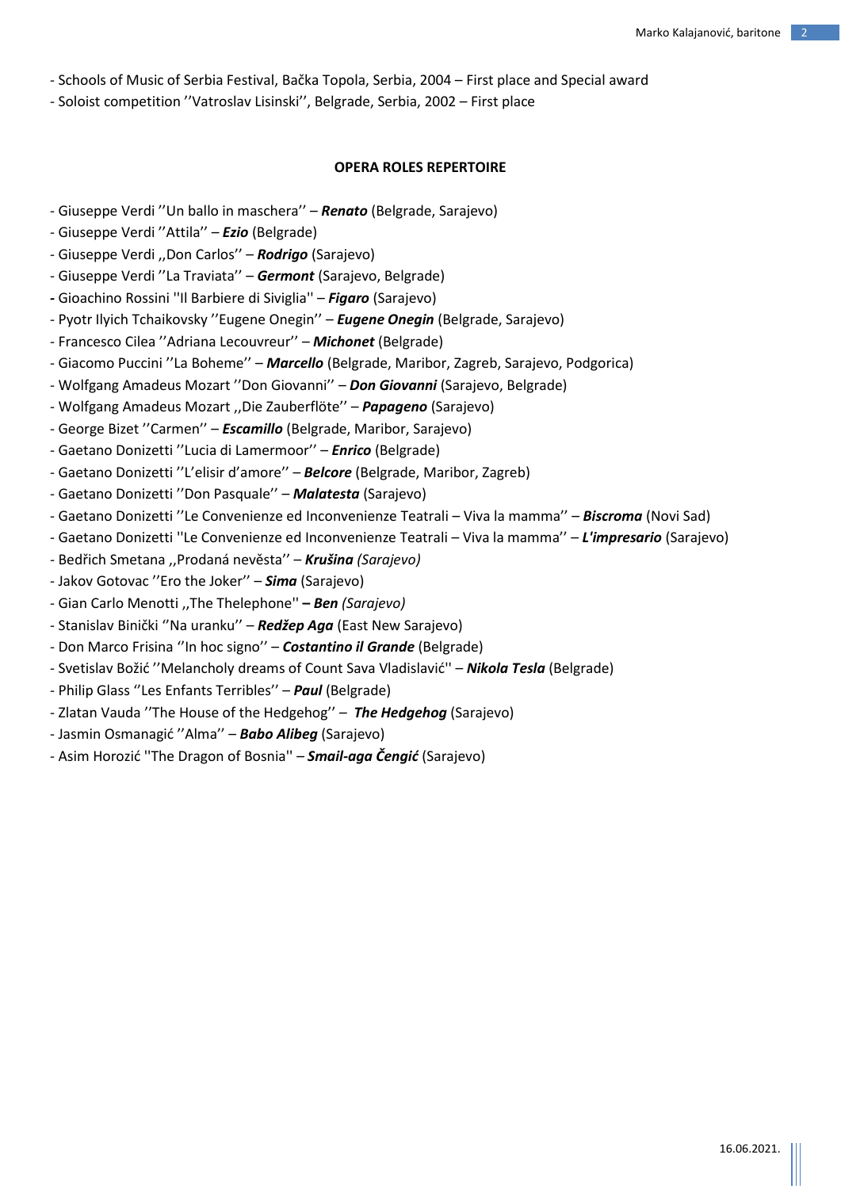- Schools of Music of Serbia Festival, Bačka Topola, Serbia, 2004 – First place and Special award
- Soloist competition ''Vatroslav Lisinski'', Belgrade, Serbia, 2002 – First place

**OPERA ROLES REPERTOIRE**

- Giuseppe Verdi ''Un ballo in maschera'' – ***Renato*** (Belgrade, Sarajevo)
- Giuseppe Verdi ''Attila'' – ***Ezio*** (Belgrade)
- Giuseppe Verdi ,,Don Carlos'' – ***Rodrigo*** (Sarajevo)
- Giuseppe Verdi ''La Traviata'' – ***Germont*** (Sarajevo, Belgrade)
- Gioachino Rossini ''Il Barbiere di Siviglia'' – ***Figaro*** (Sarajevo)
- Pyotr Ilyich Tchaikovsky ''Eugene Onegin'' – ***Eugene Onegin*** (Belgrade, Sarajevo)
- Francesco Cilea ''Adriana Lecouvreur'' – ***Michonet*** (Belgrade)
- Giacomo Puccini ''La Boheme'' – ***Marcello*** (Belgrade, Maribor, Zagreb, Sarajevo, Podgorica)
- Wolfgang Amadeus Mozart ''Don Giovanni'' – ***Don Giovanni*** (Sarajevo, Belgrade)
- Wolfgang Amadeus Mozart ,,Die Zauberflöte'' – ***Papageno*** (Sarajevo)
- George Bizet ''Carmen'' – ***Escamillo*** (Belgrade, Maribor, Sarajevo)
- Gaetano Donizetti ''Lucia di Lamermoor'' – ***Enrico*** (Belgrade)
- Gaetano Donizetti ''L'elisir d'amore'' – ***Belcore*** (Belgrade, Maribor, Zagreb)
- Gaetano Donizetti ''Don Pasquale'' – ***Malatesta*** (Sarajevo)
- Gaetano Donizetti ''Le Convenienze ed Inconvenienze Teatrali – Viva la mamma'' – ***Biscroma*** (Novi Sad)
- Gaetano Donizetti ''Le Convenienze ed Inconvenienze Teatrali – Viva la mamma'' – ***L'impresario*** (Sarajevo)
- Bedřich Smetana ,,Prodaná nevěsta'' – ***Krušina*** *(Sarajevo)*
- Jakov Gotovac ''Ero the Joker'' – ***Sima*** (Sarajevo)
- Gian Carlo Menotti ,,The Thelephone'' ***– Ben*** *(Sarajevo)*
- Stanislav Binički ''Na uranku'' – ***Redžep Aga*** (East New Sarajevo)
- Don Marco Frisina ''In hoc signo'' – ***Costantino il Grande*** (Belgrade)
- Svetislav Božić ''Melancholy dreams of Count Sava Vladislavić'' – ***Nikola Tesla*** (Belgrade)
- Philip Glass ''Les Enfants Terribles'' – ***Paul*** (Belgrade)
- Zlatan Vauda ''The House of the Hedgehog'' – ***The Hedgehog*** (Sarajevo)
- Jasmin Osmanagić ''Alma'' – ***Babo Alibeg*** (Sarajevo)
- Asim Horozić ''The Dragon of Bosnia'' – ***Smail-aga Čengić*** (Sarajevo)

16.06.2021.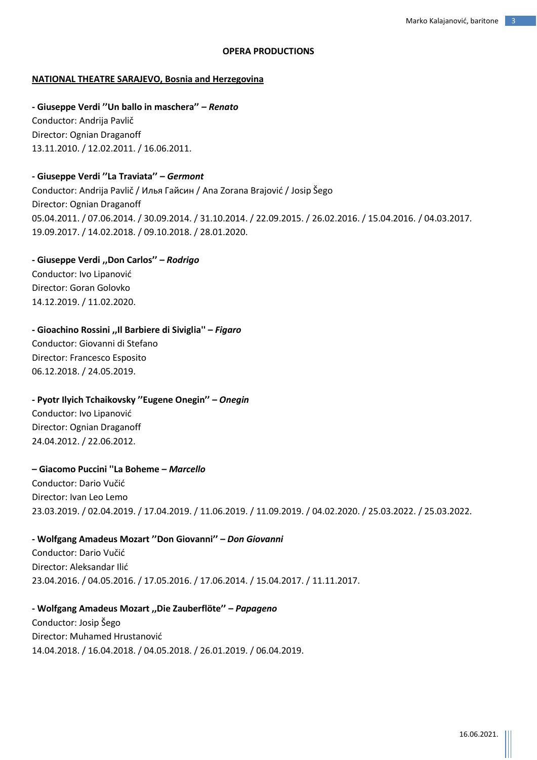**OPERA PRODUCTIONS**

**NATIONAL THEATRE SARAJEVO, Bosnia and Herzegovina**

**- Giuseppe Verdi ''Un ballo in maschera'' – *Renato***
Conductor: Andrija Pavlič
Director: Ognian Draganoff
13.11.2010. / 12.02.2011. / 16.06.2011.

**- Giuseppe Verdi ''La Traviata'' – *Germont***
Conductor: Andrija Pavlič / Илья Гайсин / Ana Zorana Brajović / Josip Šego
Director: Ognian Draganoff
05.04.2011. / 07.06.2014. / 30.09.2014. / 31.10.2014. / 22.09.2015. / 26.02.2016. / 15.04.2016. / 04.03.2017. 19.09.2017. / 14.02.2018. / 09.10.2018. / 28.01.2020.

**- Giuseppe Verdi ,,Don Carlos'' – *Rodrigo***
Conductor: Ivo Lipanović
Director: Goran Golovko
14.12.2019. / 11.02.2020.

**- Gioachino Rossini ,,Il Barbiere di Siviglia'' – *Figaro***
Conductor: Giovanni di Stefano
Director: Francesco Esposito
06.12.2018. / 24.05.2019.

**- Pyotr Ilyich Tchaikovsky ''Eugene Onegin'' – *Onegin***
Conductor: Ivo Lipanović
Director: Ognian Draganoff
24.04.2012. / 22.06.2012.

**– Giacomo Puccini ''La Boheme – *Marcello***
Conductor: Dario Vučić
Director: Ivan Leo Lemo
23.03.2019. / 02.04.2019. / 17.04.2019. / 11.06.2019. / 11.09.2019. / 04.02.2020. / 25.03.2022. / 25.03.2022.

**- Wolfgang Amadeus Mozart ''Don Giovanni'' – *Don Giovanni***
Conductor: Dario Vučić
Director: Aleksandar Ilić
23.04.2016. / 04.05.2016. / 17.05.2016. / 17.06.2014. / 15.04.2017. / 11.11.2017.

**- Wolfgang Amadeus Mozart ,,Die Zauberflöte'' – *Papageno***
Conductor: Josip Šego
Director: Muhamed Hrustanović
14.04.2018. / 16.04.2018. / 04.05.2018. / 26.01.2019. / 06.04.2019.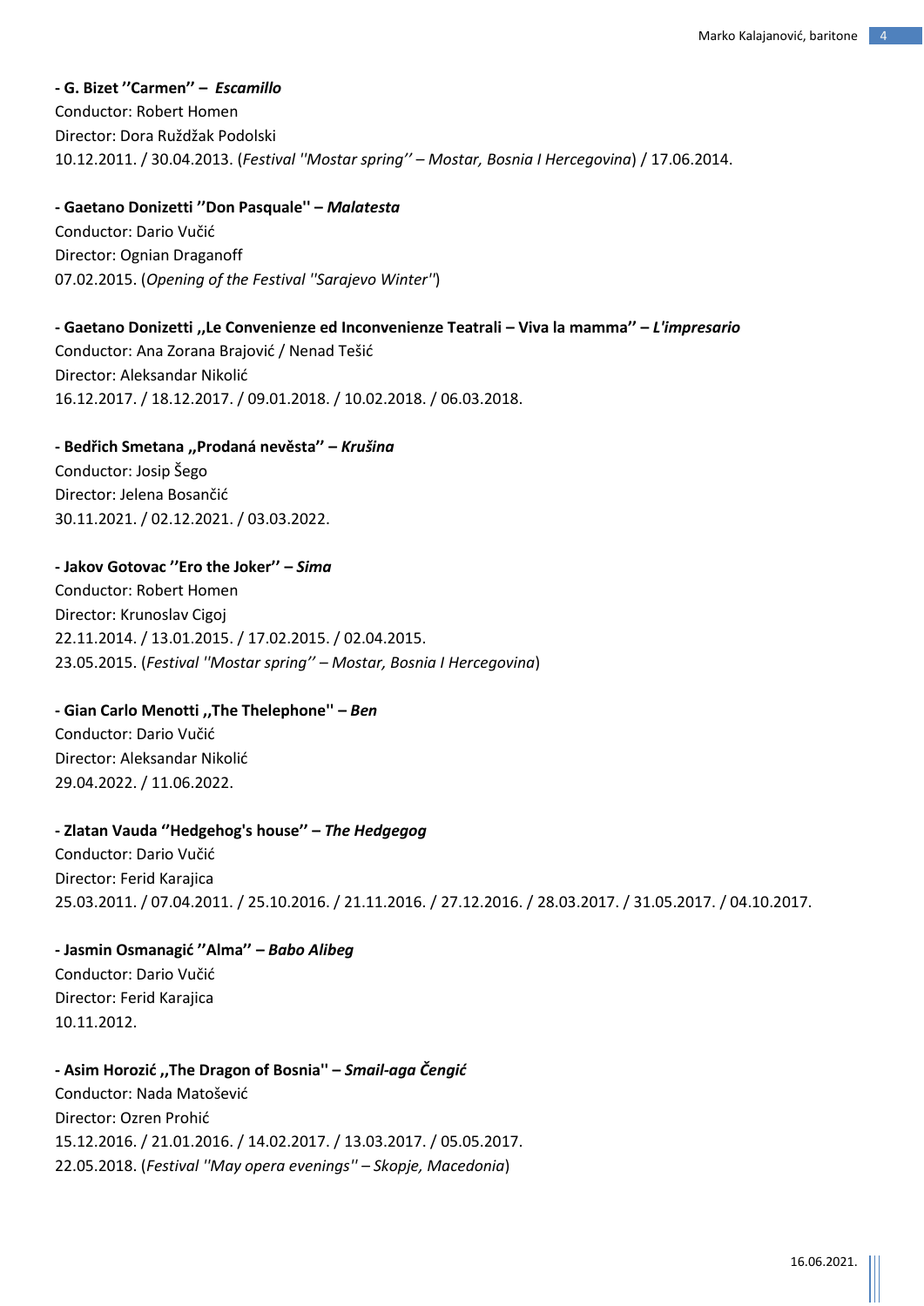**- G. Bizet ''Carmen'' – *Escamillo***
Conductor: Robert Homen
Director: Dora Ruždžak Podolski
10.12.2011. / 30.04.2013. (*Festival ''Mostar spring'' – Mostar, Bosnia I Hercegovina*) / 17.06.2014.

**- Gaetano Donizetti ''Don Pasquale'' – *Malatesta***
Conductor: Dario Vučić
Director: Ognian Draganoff
07.02.2015. (*Opening of the Festival ''Sarajevo Winter''*)

**- Gaetano Donizetti ,,Le Convenienze ed Inconvenienze Teatrali – Viva la mamma'' – *L'impresario***
Conductor: Ana Zorana Brajović / Nenad Tešić
Director: Aleksandar Nikolić
16.12.2017. / 18.12.2017. / 09.01.2018. / 10.02.2018. / 06.03.2018.

**- Bedřich Smetana ,,Prodaná nevěsta'' – *Krušina***
Conductor: Josip Šego
Director: Jelena Bosančić
30.11.2021. / 02.12.2021. / 03.03.2022.

**- Jakov Gotovac ''Ero the Joker'' – *Sima***
Conductor: Robert Homen
Director: Krunoslav Cigoj
22.11.2014. / 13.01.2015. / 17.02.2015. / 02.04.2015.
23.05.2015. (*Festival ''Mostar spring'' – Mostar, Bosnia I Hercegovina*)

**- Gian Carlo Menotti ,,The Thelephone'' – *Ben***
Conductor: Dario Vučić
Director: Aleksandar Nikolić
29.04.2022. / 11.06.2022.

**- Zlatan Vauda ''Hedgehog's house'' – *The Hedgegog***
Conductor: Dario Vučić
Director: Ferid Karajica
25.03.2011. / 07.04.2011. / 25.10.2016. / 21.11.2016. / 27.12.2016. / 28.03.2017. / 31.05.2017. / 04.10.2017.

**- Jasmin Osmanagić ''Alma'' – *Babo Alibeg***
Conductor: Dario Vučić
Director: Ferid Karajica
10.11.2012.

**- Asim Horozić ,,The Dragon of Bosnia'' – *Smail-aga Čengić***
Conductor: Nada Matošević
Director: Ozren Prohić
15.12.2016. / 21.01.2016. / 14.02.2017. / 13.03.2017. / 05.05.2017.
22.05.2018. (*Festival ''May opera evenings'' – Skopje, Macedonia*)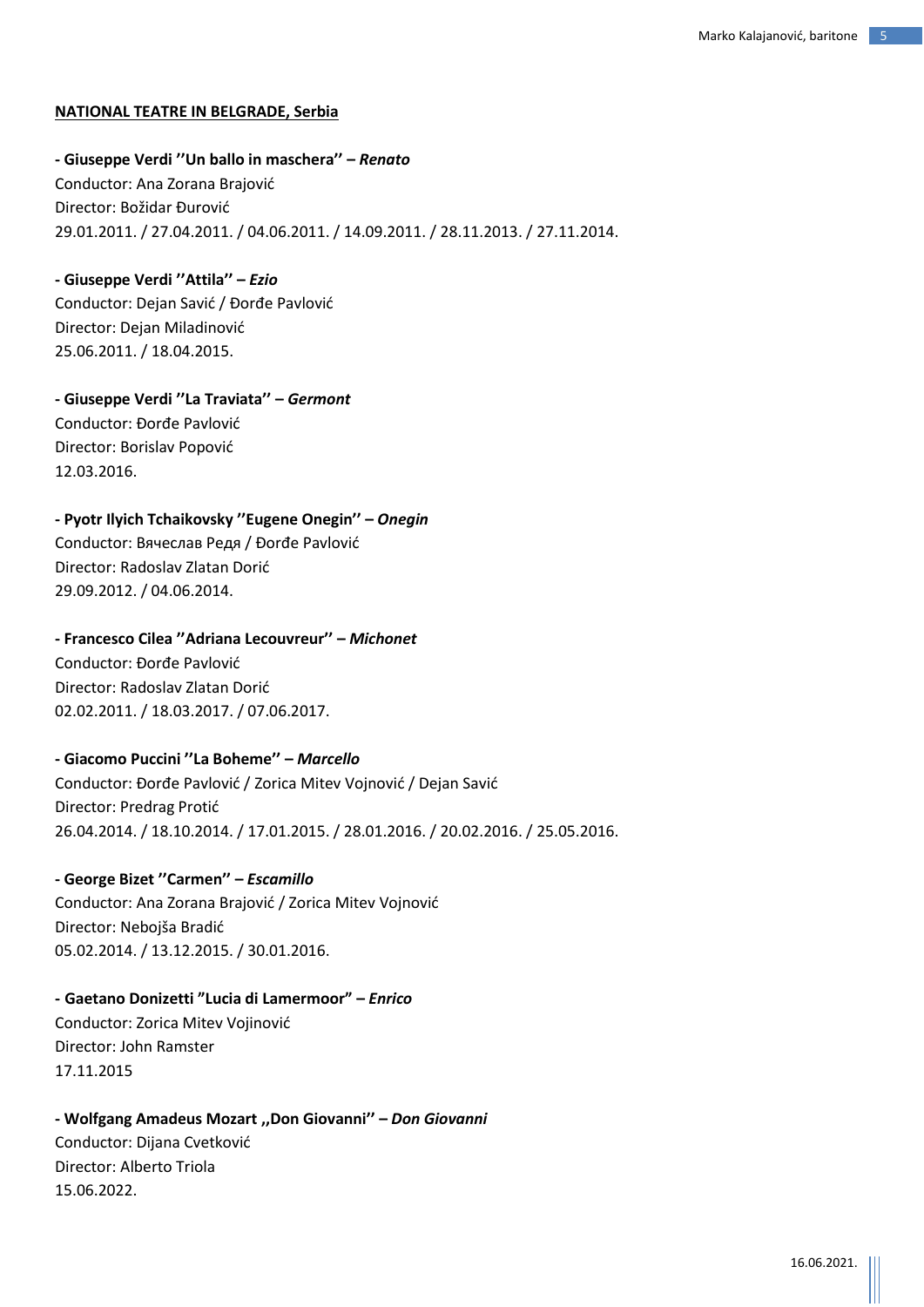**NATIONAL TEATRE IN BELGRADE, Serbia**

**- Giuseppe Verdi ''Un ballo in maschera'' – *Renato***
Conductor: Ana Zorana Brajović
Director: Božidar Đurović
29.01.2011. / 27.04.2011. / 04.06.2011. / 14.09.2011. / 28.11.2013. / 27.11.2014.

**- Giuseppe Verdi ''Attila'' – *Ezio***
Conductor: Dejan Savić / Đorđe Pavlović
Director: Dejan Miladinović
25.06.2011. / 18.04.2015.

**- Giuseppe Verdi ''La Traviata'' – *Germont***
Conductor: Đorđe Pavlović
Director: Borislav Popović
12.03.2016.

**- Pyotr Ilyich Tchaikovsky ''Eugene Onegin'' – *Onegin***
Conductor: Вячеслав Редя / Đorđe Pavlović
Director: Radoslav Zlatan Dorić
29.09.2012. / 04.06.2014.

**- Francesco Cilea ''Adriana Lecouvreur'' – *Michonet***
Conductor: Đorđe Pavlović
Director: Radoslav Zlatan Dorić
02.02.2011. / 18.03.2017. / 07.06.2017.

**- Giacomo Puccini ''La Boheme'' – *Marcello***
Conductor: Đorđe Pavlović / Zorica Mitev Vojnović / Dejan Savić
Director: Predrag Protić
26.04.2014. / 18.10.2014. / 17.01.2015. / 28.01.2016. / 20.02.2016. / 25.05.2016.

**- George Bizet ''Carmen'' – *Escamillo***
Conductor: Ana Zorana Brajović / Zorica Mitev Vojnović
Director: Nebojša Bradić
05.02.2014. / 13.12.2015. / 30.01.2016.

**- Gaetano Donizetti ''Lucia di Lamermoor'' – *Enrico***
Conductor: Zorica Mitev Vojinović
Director: John Ramster
17.11.2015

**- Wolfgang Amadeus Mozart ,,Don Giovanni'' – *Don Giovanni***
Conductor: Dijana Cvetković
Director: Alberto Triola
15.06.2022.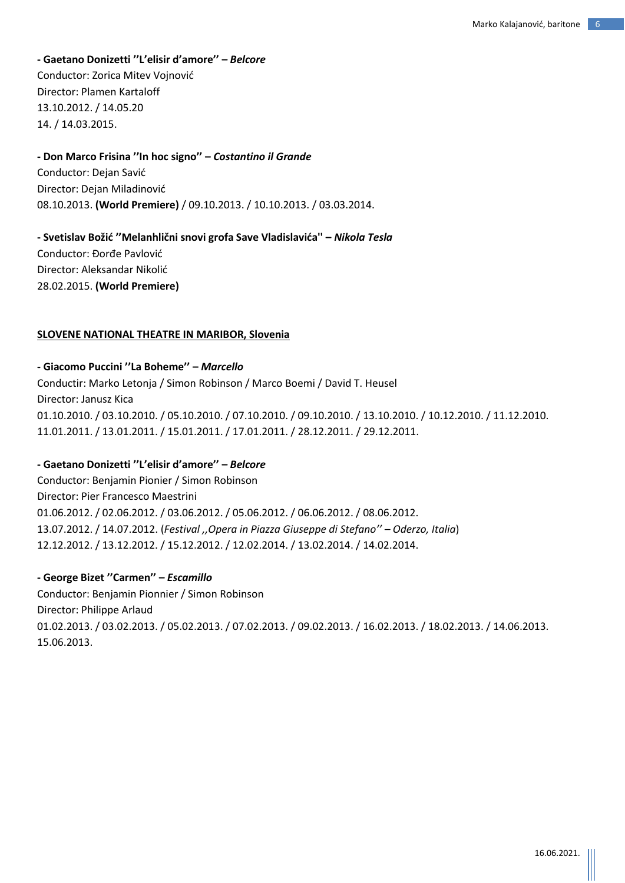**- Gaetano Donizetti ''L'elisir d'amore'' – *Belcore***
Conductor: Zorica Mitev Vojnović
Director: Plamen Kartaloff
13.10.2012. / 14.05.20
14. / 14.03.2015.

**- Don Marco Frisina ''In hoc signo'' – *Costantino il Grande***
Conductor: Dejan Savić
Director: Dejan Miladinović
08.10.2013. **(World Premiere)** / 09.10.2013. / 10.10.2013. / 03.03.2014.

**- Svetislav Božić ''Melanhlični snovi grofa Save Vladislavića'' – *Nikola Tesla***
Conductor: Đorđe Pavlović
Director: Aleksandar Nikolić
28.02.2015. **(World Premiere)**

**<u>SLOVENE NATIONAL THEATRE IN MARIBOR, Slovenia</u>**

**- Giacomo Puccini ''La Boheme'' – *Marcello***
Conductir: Marko Letonja / Simon Robinson / Marco Boemi / David T. Heusel
Director: Janusz Kica
01.10.2010. / 03.10.2010. / 05.10.2010. / 07.10.2010. / 09.10.2010. / 13.10.2010. / 10.12.2010. / 11.12.2010.
11.01.2011. / 13.01.2011. / 15.01.2011. / 17.01.2011. / 28.12.2011. / 29.12.2011.

**- Gaetano Donizetti ''L'elisir d'amore'' – *Belcore***
Conductor: Benjamin Pionier / Simon Robinson
Director: Pier Francesco Maestrini
01.06.2012. / 02.06.2012. / 03.06.2012. / 05.06.2012. / 06.06.2012. / 08.06.2012.
13.07.2012. / 14.07.2012. (*Festival ,,Opera in Piazza Giuseppe di Stefano'' – Oderzo, Italia*)
12.12.2012. / 13.12.2012. / 15.12.2012. / 12.02.2014. / 13.02.2014. / 14.02.2014.

**- George Bizet ''Carmen'' – *Escamillo***
Conductor: Benjamin Pionnier / Simon Robinson
Director: Philippe Arlaud
01.02.2013. / 03.02.2013. / 05.02.2013. / 07.02.2013. / 09.02.2013. / 16.02.2013. / 18.02.2013. / 14.06.2013.
15.06.2013.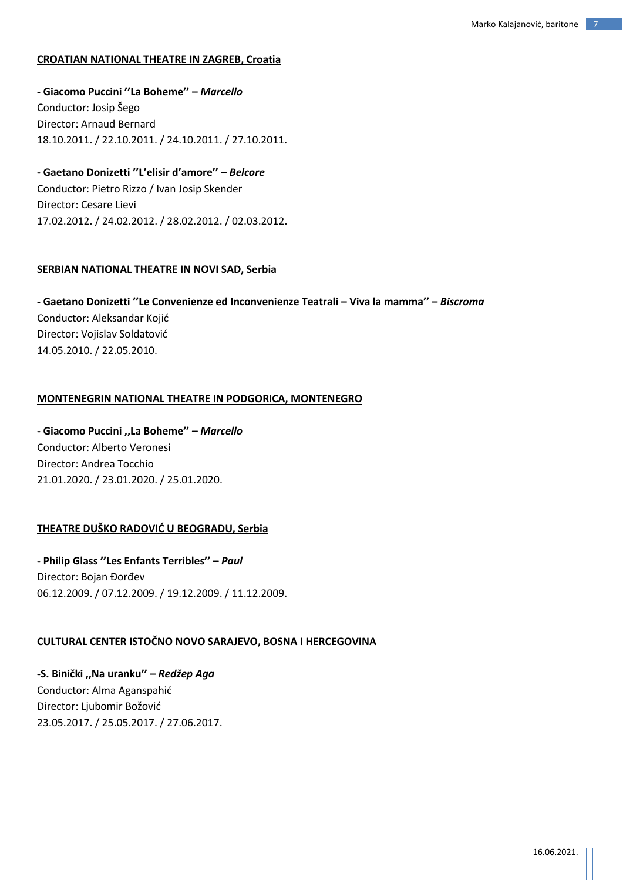**CROATIAN NATIONAL THEATRE IN ZAGREB, Croatia**

**- Giacomo Puccini ''La Boheme'' –** ***Marcello***
Conductor: Josip Šego
Director: Arnaud Bernard
18.10.2011. / 22.10.2011. / 24.10.2011. / 27.10.2011.

**- Gaetano Donizetti ''L'elisir d'amore'' –** ***Belcore***
Conductor: Pietro Rizzo / Ivan Josip Skender
Director: Cesare Lievi
17.02.2012. / 24.02.2012. / 28.02.2012. / 02.03.2012.

**SERBIAN NATIONAL THEATRE IN NOVI SAD, Serbia**

**- Gaetano Donizetti ''Le Convenienze ed Inconvenienze Teatrali – Viva la mamma'' –** ***Biscroma***
Conductor: Aleksandar Kojić
Director: Vojislav Soldatović
14.05.2010. / 22.05.2010.

**MONTENEGRIN NATIONAL THEATRE IN PODGORICA, MONTENEGRO**

**- Giacomo Puccini ,,La Boheme'' –** ***Marcello***
Conductor: Alberto Veronesi
Director: Andrea Tocchio
21.01.2020. / 23.01.2020. / 25.01.2020.

**THEATRE DUŠKO RADOVIĆ U BEOGRADU, Serbia**

**- Philip Glass ''Les Enfants Terribles'' –** ***Paul***
Director: Bojan Đorđev
06.12.2009. / 07.12.2009. / 19.12.2009. / 11.12.2009.

**CULTURAL CENTER ISTOČNO NOVO SARAJEVO, BOSNA I HERCEGOVINA**

**-S. Binički ,,Na uranku'' –** ***Redžep Aga***
Conductor: Alma Aganspahić
Director: Ljubomir Božović
23.05.2017. / 25.05.2017. / 27.06.2017.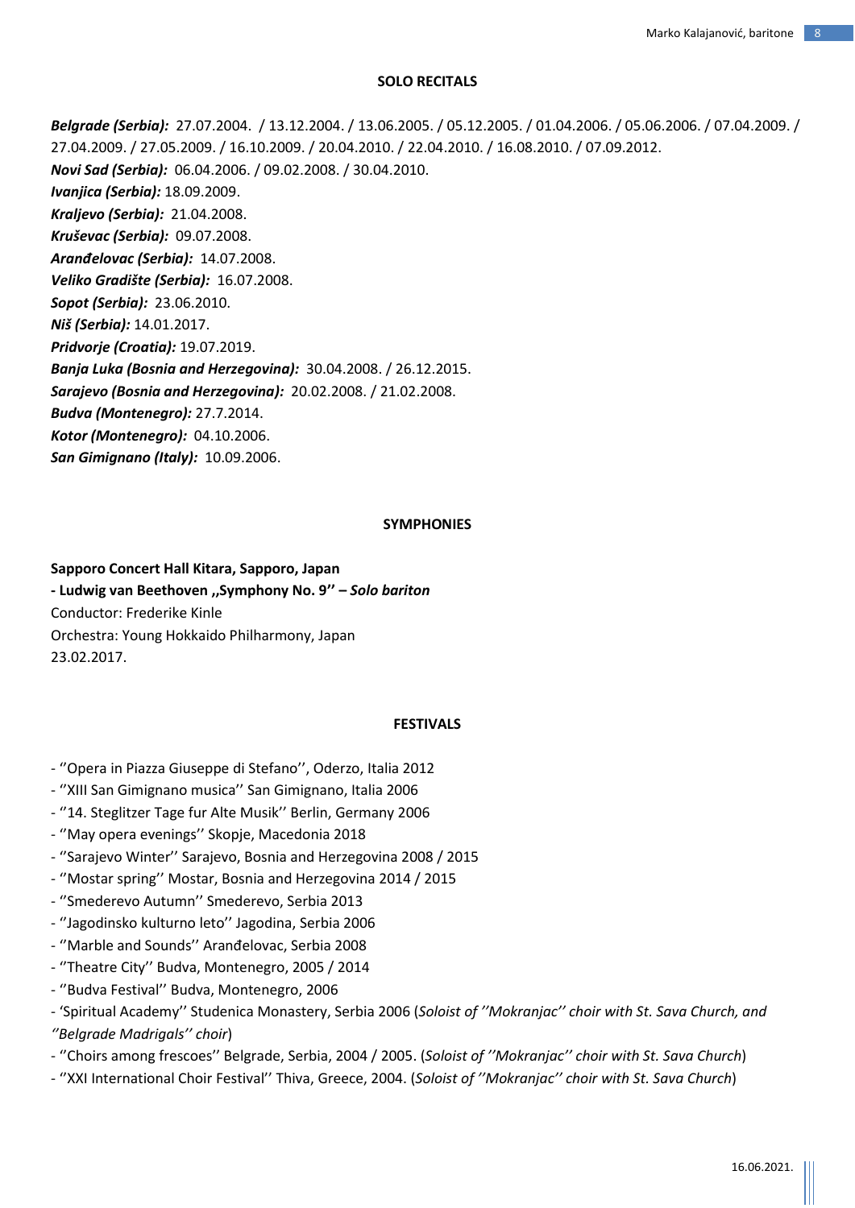## SOLO RECITALS

***Belgrade (Serbia):*** 27.07.2004. / 13.12.2004. / 13.06.2005. / 05.12.2005. / 01.04.2006. / 05.06.2006. / 07.04.2009. / 27.04.2009. / 27.05.2009. / 16.10.2009. / 20.04.2010. / 22.04.2010. / 16.08.2010. / 07.09.2012.
***Novi Sad (Serbia):*** 06.04.2006. / 09.02.2008. / 30.04.2010.
***Ivanjica (Serbia):*** 18.09.2009.
***Kraljevo (Serbia):*** 21.04.2008.
***Kruševac (Serbia):*** 09.07.2008.
***Aranđelovac (Serbia):*** 14.07.2008.
***Veliko Gradište (Serbia):*** 16.07.2008.
***Sopot (Serbia):*** 23.06.2010.
***Niš (Serbia):*** 14.01.2017.
***Pridvorje (Croatia):*** 19.07.2019.
***Banja Luka (Bosnia and Herzegovina):*** 30.04.2008. / 26.12.2015.
***Sarajevo (Bosnia and Herzegovina):*** 20.02.2008. / 21.02.2008.
***Budva (Montenegro):*** 27.7.2014.
***Kotor (Montenegro):*** 04.10.2006.
***San Gimignano (Italy):*** 10.09.2006.

## SYMPHONIES

**Sapporo Concert Hall Kitara, Sapporo, Japan**
**- Ludwig van Beethoven ,,Symphony No. 9'' –** ***Solo bariton***
Conductor: Frederike Kinle
Orchestra: Young Hokkaido Philharmony, Japan
23.02.2017.

## FESTIVALS

- ''Opera in Piazza Giuseppe di Stefano'', Oderzo, Italia 2012
- ''XIII San Gimignano musica'' San Gimignano, Italia 2006
- ''14. Steglitzer Tage fur Alte Musik'' Berlin, Germany 2006
- ''May opera evenings'' Skopje, Macedonia 2018
- ''Sarajevo Winter'' Sarajevo, Bosnia and Herzegovina 2008 / 2015
- ''Mostar spring'' Mostar, Bosnia and Herzegovina 2014 / 2015
- ''Smederevo Autumn'' Smederevo, Serbia 2013
- ''Jagodinsko kulturno leto'' Jagodina, Serbia 2006
- ''Marble and Sounds'' Aranđelovac, Serbia 2008
- ''Theatre City'' Budva, Montenegro, 2005 / 2014
- ''Budva Festival'' Budva, Montenegro, 2006
- 'Spiritual Academy'' Studenica Monastery, Serbia 2006 (*Soloist of ''Mokranjac'' choir with St. Sava Church, and ''Belgrade Madrigals'' choir*)
- ''Choirs among frescoes'' Belgrade, Serbia, 2004 / 2005. (*Soloist of ''Mokranjac'' choir with St. Sava Church*)
- ''XXI International Choir Festival'' Thiva, Greece, 2004. (*Soloist of ''Mokranjac'' choir with St. Sava Church*)